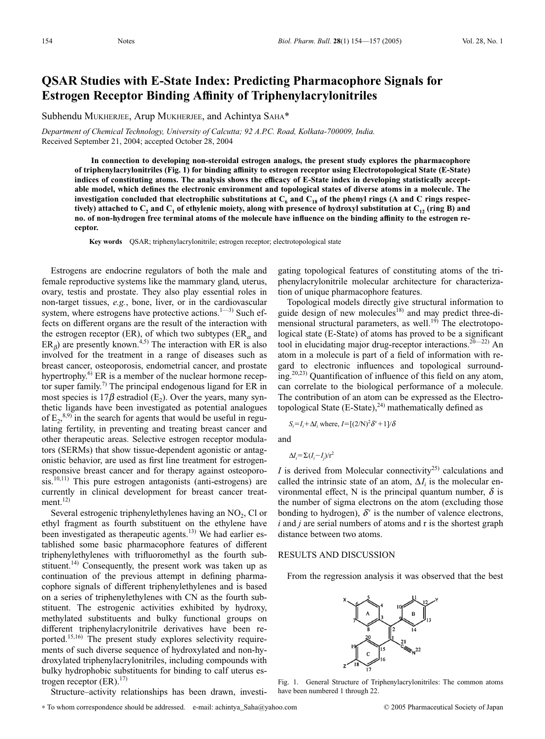# QSAR Studies with E-State Index: Predicting Pharmacophore Signals for Estrogen Receptor Binding Affinity of Triphenylacrylonitriles

Subhendu MUKHERJEE, Arup MUKHERJEE, and Achintya SAHA*

*Department of Chemical Technology, University of Calcutta; 92 A.P.C. Road, Kolkata-700009, India.*
Received September 21, 2004; accepted October 28, 2004

**In connection to developing non-steroidal estrogen analogs, the present study explores the pharmacophore of triphenylacrylonitriles (Fig. 1) for binding affinity to estrogen receptor using Electrotopological State (E-State) indices of constituting atoms. The analysis shows the efficacy of E-State index in developing statistically acceptable model, which defines the electronic environment and topological states of diverse atoms in a molecule. The investigation concluded that electrophilic substitutions at $C_6$ and $C_{18}$ of the phenyl rings (A and C rings respectively) attached to $C_2$ and $C_1$ of ethylenic moiety, along with presence of hydroxyl substitution at $C_{12}$ (ring B) and no. of non-hydrogen free terminal atoms of the molecule have influence on the binding affinity to the estrogen receptor.**

**Key words** QSAR; triphenylacrylonitrile; estrogen receptor; electrotopological state

Estrogens are endocrine regulators of both the male and female reproductive systems like the mammary gland, uterus, ovary, testis and prostate. They also play essential roles in non-target tissues, *e.g.*, bone, liver, or in the cardiovascular system, where estrogens have protective actions.[1—3] Such effects on different organs are the result of the interaction with the estrogen receptor (ER), of which two subtypes ($ER_\alpha$ and $ER_\beta$) are presently known.[4,5] The interaction with ER is also involved for the treatment in a range of diseases such as breast cancer, osteoporosis, endometrial cancer, and prostate hypertrophy.[6] ER is a member of the nuclear hormone receptor super family.[7] The principal endogenous ligand for ER in most species is 17$\beta$ estradiol ($E_2$). Over the years, many synthetic ligands have been investigated as potential analogues of $E_2$,[8,9] in the search for agents that would be useful in regulating fertility, in preventing and treating breast cancer and other therapeutic areas. Selective estrogen receptor modulators (SERMs) that show tissue-dependent agonistic or antagonistic behavior, are used as first line treatment for estrogen-responsive breast cancer and for therapy against osteoporosis.[10,11] This pure estrogen antagonists (anti-estrogens) are currently in clinical development for breast cancer treatment.[12]

Several estrogenic triphenylethylenes having an $NO_2$, Cl or ethyl fragment as fourth substituent on the ethylene have been investigated as therapeutic agents.[13] We had earlier established some basic pharmacophore features of different triphenylethylenes with trifluoromethyl as the fourth substituent.[14] Consequently, the present work was taken up as continuation of the previous attempt in defining pharmacophore signals of different triphenylethylenes and is based on a series of triphenylethylenes with CN as the fourth substituent. The estrogenic activities exhibited by hydroxy, methylated substituents and bulky functional groups on different triphenylacrylonitrile derivatives have been reported.[15,16] The present study explores selectivity requirements of such diverse sequence of hydroxylated and non-hydroxylated triphenylacrylonitriles, including compounds with bulky hydrophobic substituents for binding to calf uterus estrogen receptor (ER).[17]

Structure–activity relationships has been drawn, investigating topological features of constituting atoms of the triphenylacrylonitrile molecular architecture for characterization of unique pharmacophore features.

Topological models directly give structural information to guide design of new molecules[18] and may predict three-dimensional structural parameters, as well.[19] The electrotopological state (E-State) of atoms has proved to be a significant tool in elucidating major drug-receptor interactions.[20—22] An atom in a molecule is part of a field of information with regard to electronic influences and topological surrounding.[20,23] Quantification of influence of this field on any atom, can correlate to the biological performance of a molecule. The contribution of an atom can be expressed as the Electrotopological State (E-State),[24] mathematically defined as

$$S_i = I_i + \Delta I_i \text{ where, } I = [(2/N)^2 \delta^v + 1]/\delta$$

and

$$\Delta I_i = \Sigma (I_i - I_j)/r^2$$

$I$ is derived from Molecular connectivity[25] calculations and called the intrinsic state of an atom, $\Delta I_i$ is the molecular environmental effect, N is the principal quantum number, $\delta$ is the number of sigma electrons on the atom (excluding those bonding to hydrogen), $\delta^v$ is the number of valence electrons, $i$ and $j$ are serial numbers of atoms and r is the shortest graph distance between two atoms.

## RESULTS AND DISCUSSION

From the regression analysis it was observed that the best

Fig. 1. General Structure of Triphenylacrylonitriles: The common atoms have been numbered 1 through 22.

\* To whom correspondence should be addressed. e-mail: achintya_Saha@yahoo.com

© 2005 Pharmaceutical Society of Japan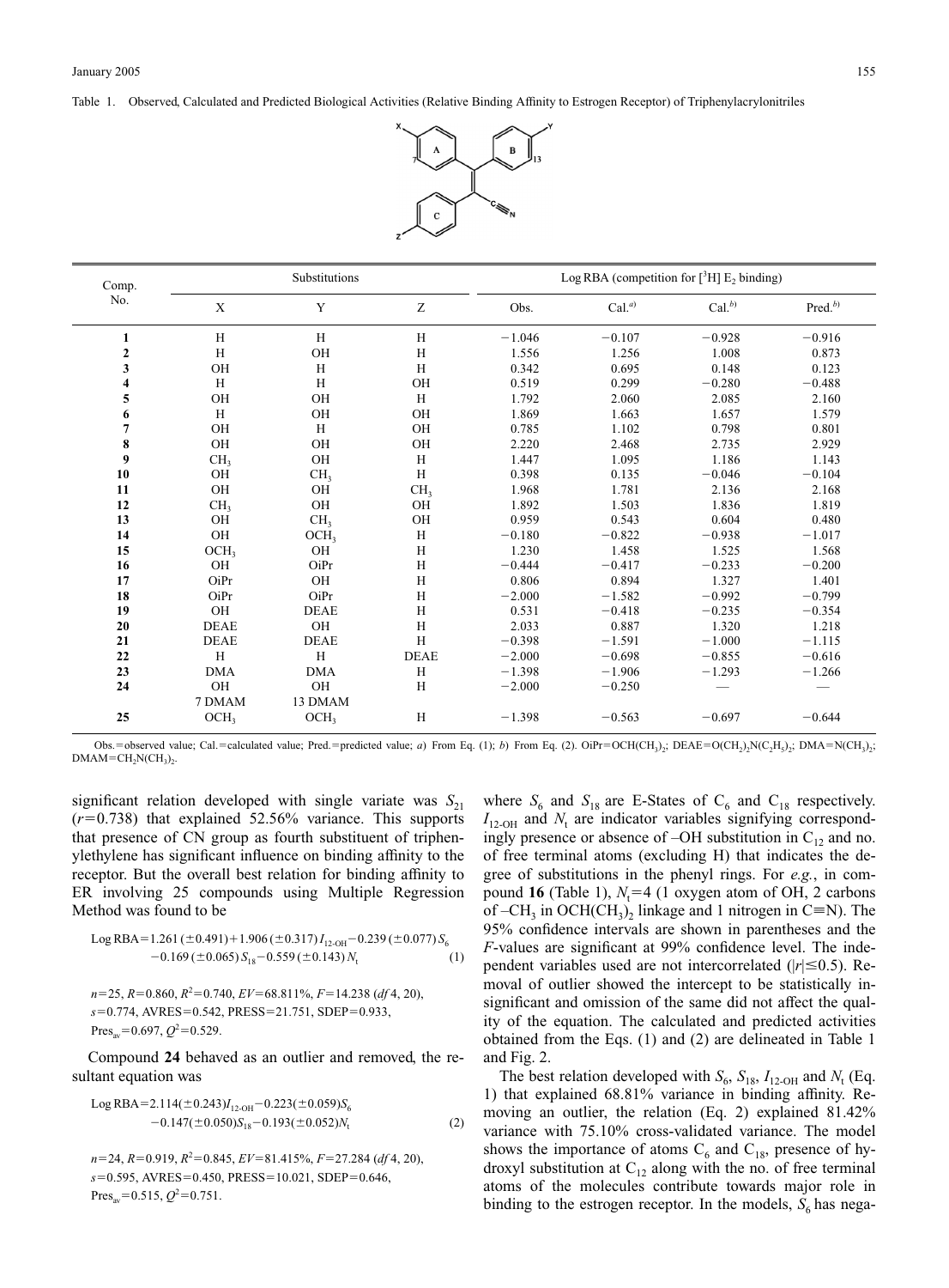Table 1. Observed, Calculated and Predicted Biological Activities (Relative Binding Affinity to Estrogen Receptor) of Triphenylacrylonitriles

| Comp. No. | Substitutions | | | Log RBA (competition for [$^3$H] $E_2$ binding) | | | |
|---|---|---|---|---|---|---|---|
| | X | Y | Z | Obs. | Cal.[a] | Cal.[b] | Pred.[b] |
| **1** | H | H | H | −1.046 | −0.107 | −0.928 | −0.916 |
| **2** | H | OH | H | 1.556 | 1.256 | 1.008 | 0.873 |
| **3** | OH | H | H | 0.342 | 0.695 | 0.148 | 0.123 |
| **4** | H | H | OH | 0.519 | 0.299 | −0.280 | −0.488 |
| **5** | OH | OH | H | 1.792 | 2.060 | 2.085 | 2.160 |
| **6** | H | OH | OH | 1.869 | 1.663 | 1.657 | 1.579 |
| **7** | OH | H | OH | 0.785 | 1.102 | 0.798 | 0.801 |
| **8** | OH | OH | OH | 2.220 | 2.468 | 2.735 | 2.929 |
| **9** | $CH_3$ | OH | H | 1.447 | 1.095 | 1.186 | 1.143 |
| **10** | OH | $CH_3$ | H | 0.398 | 0.135 | −0.046 | −0.104 |
| **11** | OH | OH | $CH_3$ | 1.968 | 1.781 | 2.136 | 2.168 |
| **12** | $CH_3$ | OH | OH | 1.892 | 1.503 | 1.836 | 1.819 |
| **13** | OH | $CH_3$ | OH | 0.959 | 0.543 | 0.604 | 0.480 |
| **14** | OH | $OCH_3$ | H | −0.180 | −0.822 | −0.938 | −1.017 |
| **15** | $OCH_3$ | OH | H | 1.230 | 1.458 | 1.525 | 1.568 |
| **16** | OH | OiPr | H | −0.444 | −0.417 | −0.233 | −0.200 |
| **17** | OiPr | OH | H | 0.806 | 0.894 | 1.327 | 1.401 |
| **18** | OiPr | OiPr | H | −2.000 | −1.582 | −0.992 | −0.799 |
| **19** | OH | DEAE | H | 0.531 | −0.418 | −0.235 | −0.354 |
| **20** | DEAE | OH | H | 2.033 | 0.887 | 1.320 | 1.218 |
| **21** | DEAE | DEAE | H | −0.398 | −1.591 | −1.000 | −1.115 |
| **22** | H | H | DEAE | −2.000 | −0.698 | −0.855 | −0.616 |
| **23** | DMA | DMA | H | −1.398 | −1.906 | −1.293 | −1.266 |
| **24** | OH 7 DMAM | OH 13 DMAM | H | −2.000 | −0.250 | — | — |
| **25** | $OCH_3$ | $OCH_3$ | H | −1.398 | −0.563 | −0.697 | −0.644 |

Obs.=observed value; Cal.=calculated value; Pred.=predicted value; *a)* From Eq. (1); *b)* From Eq. (2). OiPr=$OCH(CH_3)_2$; DEAE=$O(CH_2)_2N(C_2H_5)_2$; DMA=$N(CH_3)_2$; DMAM=$CH_2N(CH_3)_2$.

significant relation developed with single variate was $S_{21}$ ($r=0.738$) that explained 52.56% variance. This supports that presence of CN group as fourth substituent of triphenylethylene has significant influence on binding affinity to the receptor. But the overall best relation for binding affinity to ER involving 25 compounds using Multiple Regression Method was found to be

$$\text{Log RBA}=1.261(\pm 0.491)+1.906(\pm 0.317)I_{12\text{-OH}}-0.239(\pm 0.077)S_6 -0.169(\pm 0.065)S_{18}-0.559(\pm 0.143)N_t \quad (1)$$

$n=25$, $R=0.860$, $R^2=0.740$, $EV=68.811\%$, $F=14.238$ ($df$ 4, 20), $s=0.774$, AVRES$=0.542$, PRESS$=21.751$, SDEP$=0.933$, $\text{Pres}_{av}=0.697$, $Q^2=0.529$.

Compound **24** behaved as an outlier and removed, the resultant equation was

$$\text{Log RBA}=2.114(\pm 0.243)I_{12\text{-OH}}-0.223(\pm 0.059)S_6 -0.147(\pm 0.050)S_{18}-0.193(\pm 0.052)N_t \quad (2)$$

$n=24$, $R=0.919$, $R^2=0.845$, $EV=81.415\%$, $F=27.284$ ($df$ 4, 20), $s=0.595$, AVRES$=0.450$, PRESS$=10.021$, SDEP$=0.646$, $\text{Pres}_{av}=0.515$, $Q^2=0.751$.

where $S_6$ and $S_{18}$ are E-States of $C_6$ and $C_{18}$ respectively. $I_{12\text{-OH}}$ and $N_t$ are indicator variables signifying correspondingly presence or absence of –OH substitution in $C_{12}$ and no. of free terminal atoms (excluding H) that indicates the degree of substitutions in the phenyl rings. For *e.g.*, in compound **16** (Table 1), $N_t=4$ (1 oxygen atom of OH, 2 carbons of $-CH_3$ in $OCH(CH_3)_2$ linkage and 1 nitrogen in C≡N). The 95% confidence intervals are shown in parentheses and the $F$-values are significant at 99% confidence level. The independent variables used are not intercorrelated ($|r|\leq 0.5$). Removal of outlier showed the intercept to be statistically insignificant and omission of the same did not affect the quality of the equation. The calculated and predicted activities obtained from the Eqs. (1) and (2) are delineated in Table 1 and Fig. 2.

The best relation developed with $S_6$, $S_{18}$, $I_{12\text{-OH}}$ and $N_t$ (Eq. 1) that explained 68.81% variance in binding affinity. Removing an outlier, the relation (Eq. 2) explained 81.42% variance with 75.10% cross-validated variance. The model shows the importance of atoms $C_6$ and $C_{18}$, presence of hydroxyl substitution at $C_{12}$ along with the no. of free terminal atoms of the molecules contribute towards major role in binding to the estrogen receptor. In the models, $S_6$ has nega-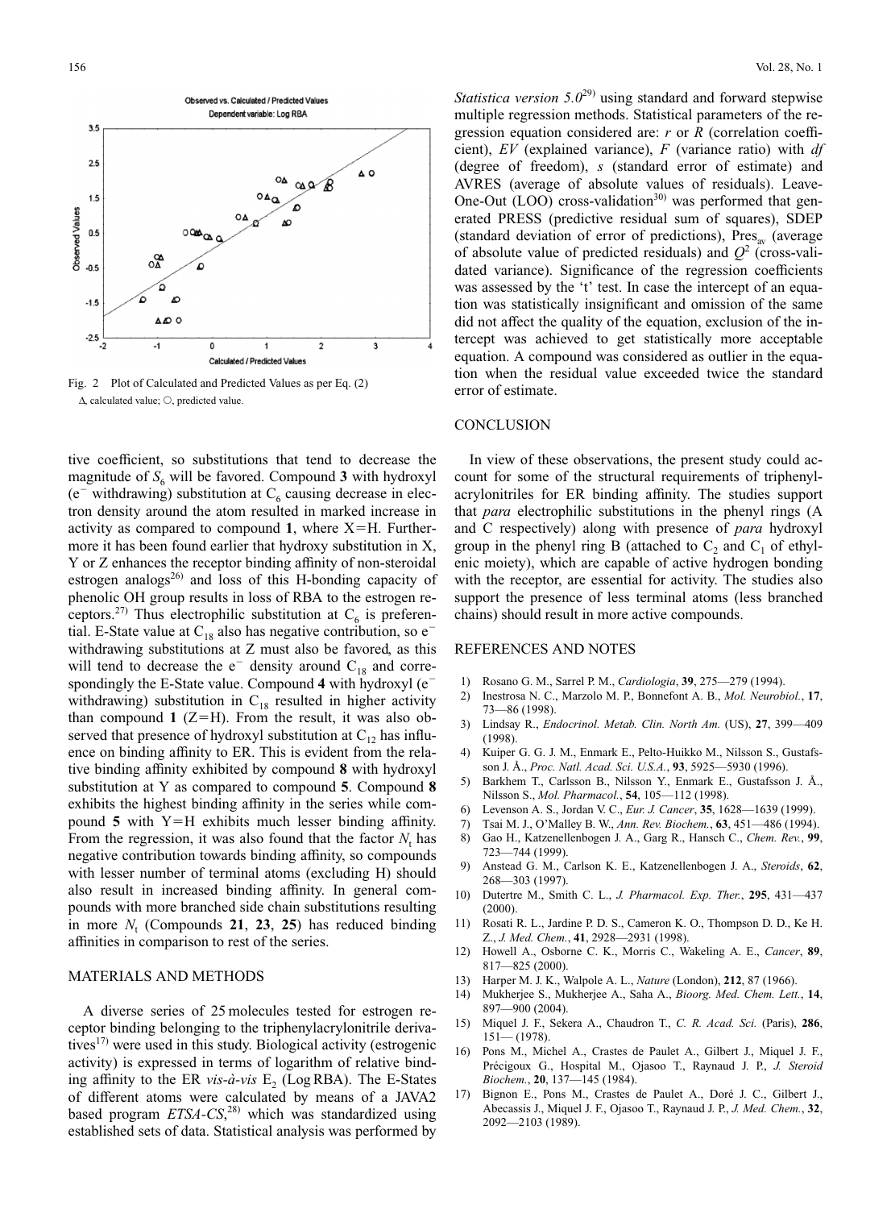Fig. 2  Plot of Calculated and Predicted Values as per Eq. (2)

Δ, calculated value; ○, predicted value.

tive coefficient, so substitutions that tend to decrease the magnitude of $S_6$ will be favored. Compound **3** with hydroxyl ($e^-$ withdrawing) substitution at $C_6$ causing decrease in electron density around the atom resulted in marked increase in activity as compared to compound **1**, where X=H. Furthermore it has been found earlier that hydroxy substitution in X, Y or Z enhances the receptor binding affinity of non-steroidal estrogen analogs[26] and loss of this H-bonding capacity of phenolic OH group results in loss of RBA to the estrogen receptors.[27] Thus electrophilic substitution at $C_6$ is preferential. E-State value at $C_{18}$ also has negative contribution, so $e^-$ withdrawing substitutions at Z must also be favored, as this will tend to decrease the $e^-$ density around $C_{18}$ and correspondingly the E-State value. Compound **4** with hydroxyl ($e^-$ withdrawing) substitution in $C_{18}$ resulted in higher activity than compound **1** (Z=H). From the result, it was also observed that presence of hydroxyl substitution at $C_{12}$ has influence on binding affinity to ER. This is evident from the relative binding affinity exhibited by compound **8** with hydroxyl substitution at Y as compared to compound **5**. Compound **8** exhibits the highest binding affinity in the series while compound **5** with Y=H exhibits much lesser binding affinity. From the regression, it was also found that the factor $N_t$ has negative contribution towards binding affinity, so compounds with lesser number of terminal atoms (excluding H) should also result in increased binding affinity. In general compounds with more branched side chain substitutions resulting in more $N_t$ (Compounds **21**, **23**, **25**) has reduced binding affinities in comparison to rest of the series.

## MATERIALS AND METHODS

A diverse series of 25 molecules tested for estrogen receptor binding belonging to the triphenylacrylonitrile derivatives[17] were used in this study. Biological activity (estrogenic activity) is expressed in terms of logarithm of relative binding affinity to the ER *vis-à-vis* $E_2$ (Log RBA). The E-States of different atoms were calculated by means of a JAVA2 based program *ETSA-CS*,[28] which was standardized using established sets of data. Statistical analysis was performed by *Statistica version 5.0*[29] using standard and forward stepwise multiple regression methods. Statistical parameters of the regression equation considered are: *r* or *R* (correlation coefficient), *EV* (explained variance), *F* (variance ratio) with *df* (degree of freedom), *s* (standard error of estimate) and AVRES (average of absolute values of residuals). Leave-One-Out (LOO) cross-validation[30] was performed that generated PRESS (predictive residual sum of squares), SDEP (standard deviation of error of predictions), $Pres_{av}$ (average of absolute value of predicted residuals) and $Q^2$ (cross-validated variance). Significance of the regression coefficients was assessed by the 't' test. In case the intercept of an equation was statistically insignificant and omission of the same did not affect the quality of the equation, exclusion of the intercept was achieved to get statistically more acceptable equation. A compound was considered as outlier in the equation when the residual value exceeded twice the standard error of estimate.

## CONCLUSION

In view of these observations, the present study could account for some of the structural requirements of triphenylacrylonitriles for ER binding affinity. The studies support that *para* electrophilic substitutions in the phenyl rings (A and C respectively) along with presence of *para* hydroxyl group in the phenyl ring B (attached to $C_2$ and $C_1$ of ethylenic moiety), which are capable of active hydrogen bonding with the receptor, are essential for activity. The studies also support the presence of less terminal atoms (less branched chains) should result in more active compounds.

## REFERENCES AND NOTES

1) Rosano G. M., Sarrel P. M., *Cardiologia*, **39**, 275—279 (1994).
2) Inestrosa N. C., Marzolo M. P., Bonnefont A. B., *Mol. Neurobiol.*, **17**, 73—86 (1998).
3) Lindsay R., *Endocrinol. Metab. Clin. North Am.* (US), **27**, 399—409 (1998).
4) Kuiper G. G. J. M., Enmark E., Pelto-Huikko M., Nilsson S., Gustafsson J. Å., *Proc. Natl. Acad. Sci. U.S.A.*, **93**, 5925—5930 (1996).
5) Barkhem T., Carlsson B., Nilsson Y., Enmark E., Gustafsson J. Å., Nilsson S., *Mol. Pharmacol.*, **54**, 105—112 (1998).
6) Levenson A. S., Jordan V. C., *Eur. J. Cancer*, **35**, 1628—1639 (1999).
7) Tsai M. J., O'Malley B. W., *Ann. Rev. Biochem.*, **63**, 451—486 (1994).
8) Gao H., Katzenellenbogen J. A., Garg R., Hansch C., *Chem. Rev.*, **99**, 723—744 (1999).
9) Anstead G. M., Carlson K. E., Katzenellenbogen J. A., *Steroids*, **62**, 268—303 (1997).
10) Dutertre M., Smith C. L., *J. Pharmacol. Exp. Ther.*, **295**, 431—437 (2000).
11) Rosati R. L., Jardine P. D. S., Cameron K. O., Thompson D. D., Ke H. Z., *J. Med. Chem.*, **41**, 2928—2931 (1998).
12) Howell A., Osborne C. K., Morris C., Wakeling A. E., *Cancer*, **89**, 817—825 (2000).
13) Harper M. J. K., Walpole A. L., *Nature* (London), **212**, 87 (1966).
14) Mukherjee S., Mukherjee A., Saha A., *Bioorg. Med. Chem. Lett.*, **14**, 897—900 (2004).
15) Miquel J. F., Sekera A., Chaudron T., *C. R. Acad. Sci.* (Paris), **286**, 151— (1978).
16) Pons M., Michel A., Crastes de Paulet A., Gilbert J., Miquel J. F., Précigoux G., Hospital M., Ojasoo T., Raynaud J. P., *J. Steroid Biochem.*, **20**, 137—145 (1984).
17) Bignon E., Pons M., Crastes de Paulet A., Doré J. C., Gilbert J., Abecassis J., Miquel J. F., Ojasoo T., Raynaud J. P., *J. Med. Chem.*, **32**, 2092—2103 (1989).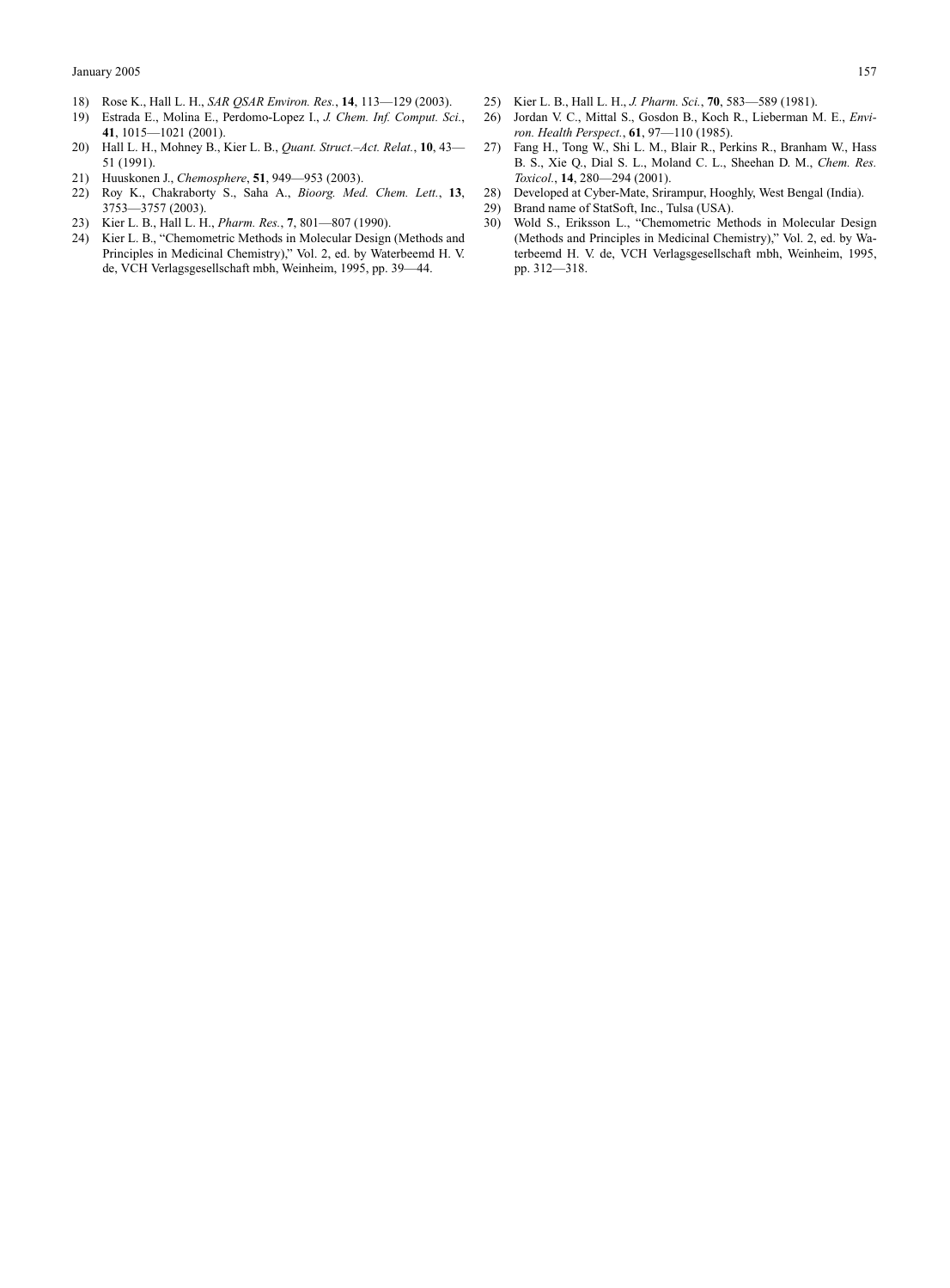18) Rose K., Hall L. H., *SAR QSAR Environ. Res.*, **14**, 113—129 (2003).
19) Estrada E., Molina E., Perdomo-Lopez I., *J. Chem. Inf. Comput. Sci.*, **41**, 1015—1021 (2001).
20) Hall L. H., Mohney B., Kier L. B., *Quant. Struct.–Act. Relat.*, **10**, 43—51 (1991).
21) Huuskonen J., *Chemosphere*, **51**, 949—953 (2003).
22) Roy K., Chakraborty S., Saha A., *Bioorg. Med. Chem. Lett.*, **13**, 3753—3757 (2003).
23) Kier L. B., Hall L. H., *Pharm. Res.*, **7**, 801—807 (1990).
24) Kier L. B., "Chemometric Methods in Molecular Design (Methods and Principles in Medicinal Chemistry)," Vol. 2, ed. by Waterbeemd H. V. de, VCH Verlagsgesellschaft mbh, Weinheim, 1995, pp. 39—44.
25) Kier L. B., Hall L. H., *J. Pharm. Sci.*, **70**, 583—589 (1981).
26) Jordan V. C., Mittal S., Gosdon B., Koch R., Lieberman M. E., *Environ. Health Perspect.*, **61**, 97—110 (1985).
27) Fang H., Tong W., Shi L. M., Blair R., Perkins R., Branham W., Hass B. S., Xie Q., Dial S. L., Moland C. L., Sheehan D. M., *Chem. Res. Toxicol.*, **14**, 280—294 (2001).
28) Developed at Cyber-Mate, Srirampur, Hooghly, West Bengal (India).
29) Brand name of StatSoft, Inc., Tulsa (USA).
30) Wold S., Eriksson L., "Chemometric Methods in Molecular Design (Methods and Principles in Medicinal Chemistry)," Vol. 2, ed. by Waterbeemd H. V. de, VCH Verlagsgesellschaft mbh, Weinheim, 1995, pp. 312—318.